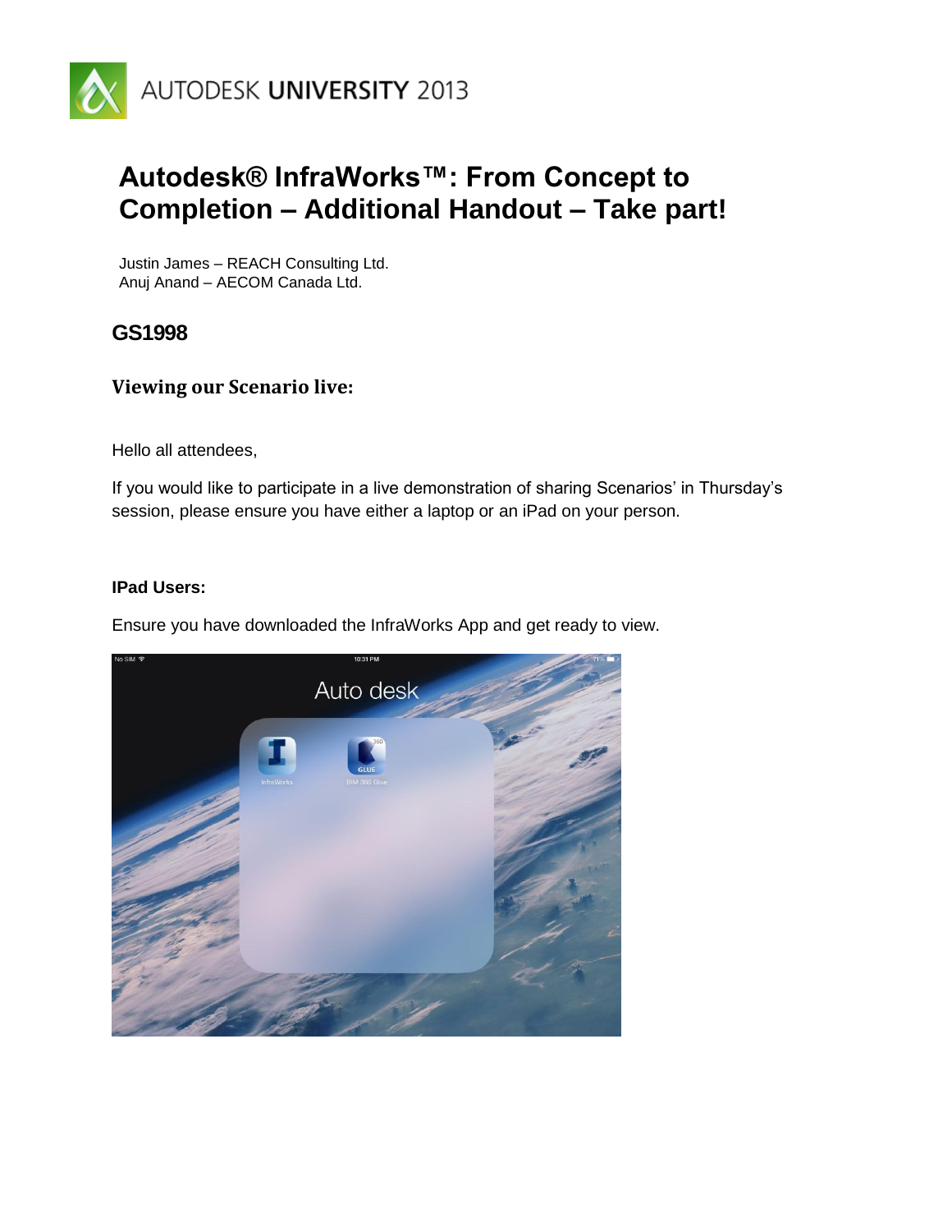AUTODESK UNIVERSITY 2013

# Autodesk® InfraWorks™: From Concept to Completion – Additional Handout – Take part!

Justin James – REACH Consulting Ltd.
Anuj Anand – AECOM Canada Ltd.

## GS1998

### Viewing our Scenario live:

Hello all attendees,

If you would like to participate in a live demonstration of sharing Scenarios' in Thursday's session, please ensure you have either a laptop or an iPad on your person.

**IPad Users:**

Ensure you have downloaded the InfraWorks App and get ready to view.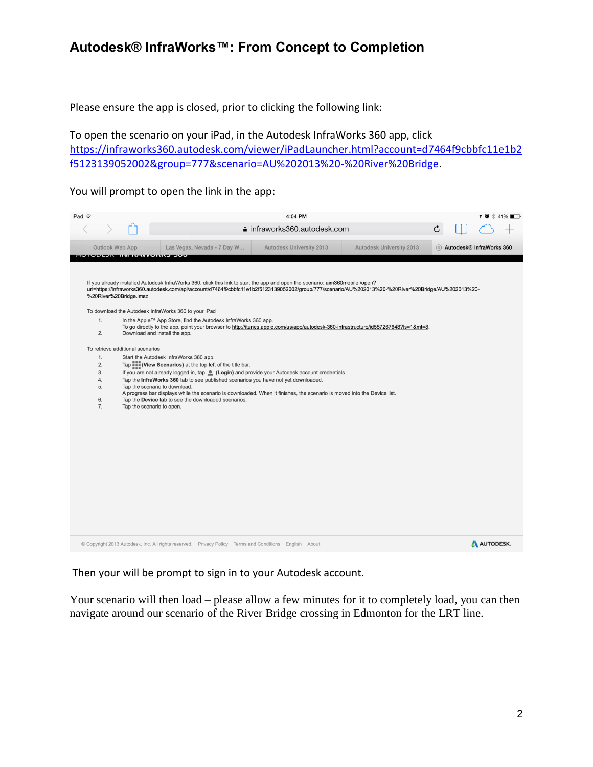Please ensure the app is closed, prior to clicking the following link:

To open the scenario on your iPad, in the Autodesk InfraWorks 360 app, click https://infraworks360.autodesk.com/viewer/iPadLauncher.html?account=d7464f9cbbfc11e1b2f5123139052002&group=777&scenario=AU%202013%20-%20River%20Bridge.

You will prompt to open the link in the app:

If you already installed Autodesk InfraWorks 360, click this link to start the app and open the scenario: aim360mobile:/open?url=https://infraworks360.autodesk.com/api/account/d7464f9cbbfc11e1b2f5123139052002/group/777/scenario/AU%202013%20-%20River%20Bridge/AU%202013%20-%20River%20Bridge.imsz

To download the Autodesk InfraWorks 360 to your iPad

1. In the Apple™ App Store, find the Autodesk InfraWorks 360 app.
   To go directly to the app, point your browser to http://itunes.apple.com/us/app/autodesk-360-infrastructure/id557267648?ls=1&mt=8.
2. Download and install the app.

To retrieve additional scenarios

1. Start the Autodesk InfraWorks 360 app.
2. Tap **(View Scenarios)** at the top left of the title bar.
3. If you are not already logged in, tap **(Login)** and provide your Autodesk account credentials.
4. Tap the **InfraWorks 360** tab to see published scenarios you have not yet downloaded.
5. Tap the scenario to download.
   A progress bar displays while the scenario is downloaded. When it finishes, the scenario is moved into the Device list.
6. Tap the **Device** tab to see the downloaded scenarios.
7. Tap the scenario to open.

© Copyright 2013 Autodesk, Inc. All rights reserved. Privacy Policy Terms and Conditions English About

Then your will be prompt to sign in to your Autodesk account.

Your scenario will then load – please allow a few minutes for it to completely load, you can then navigate around our scenario of the River Bridge crossing in Edmonton for the LRT line.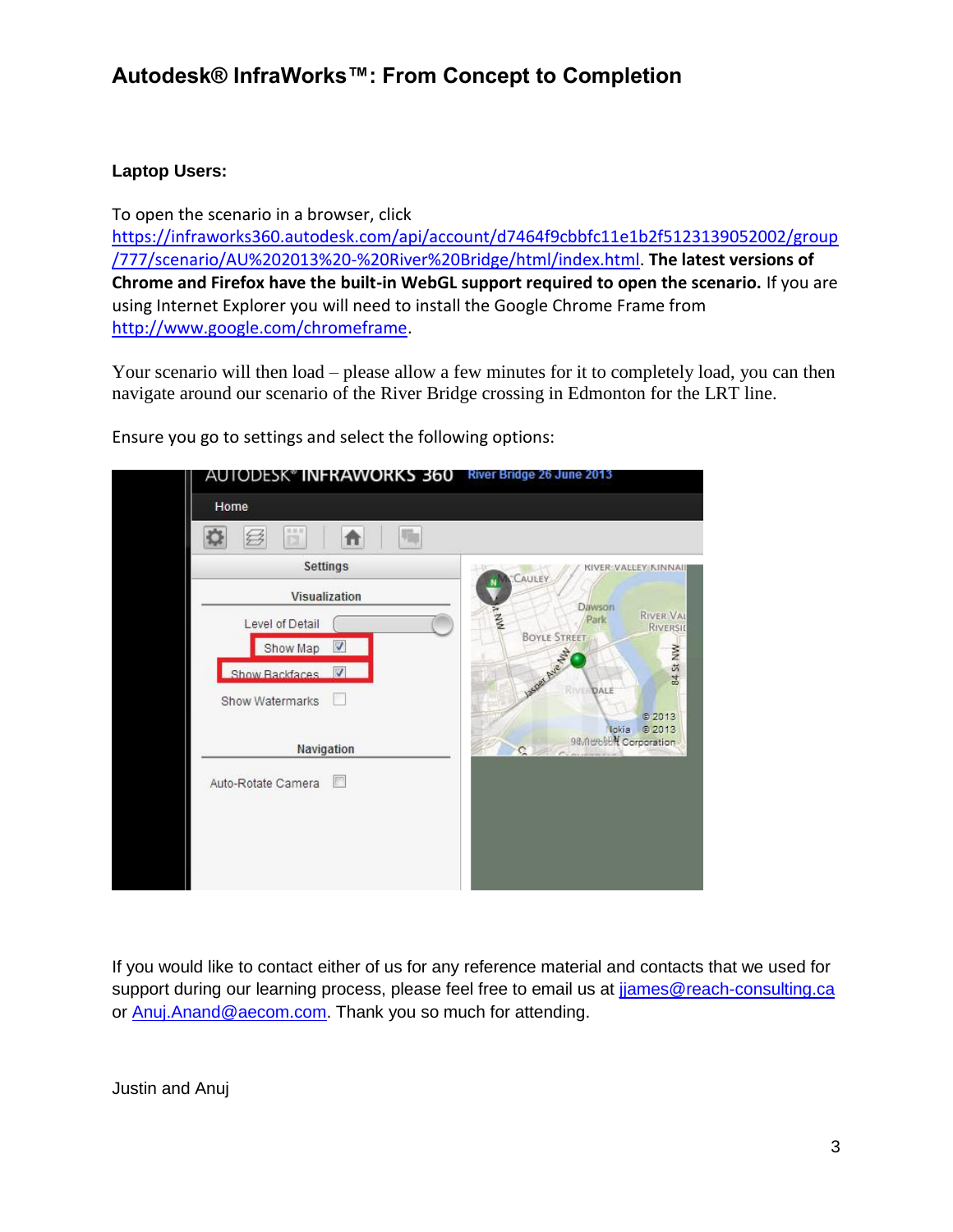**Laptop Users:**

To open the scenario in a browser, click https://infraworks360.autodesk.com/api/account/d7464f9cbbfc11e1b2f5123139052002/group/777/scenario/AU%202013%20-%20River%20Bridge/html/index.html. **The latest versions of Chrome and Firefox have the built-in WebGL support required to open the scenario.** If you are using Internet Explorer you will need to install the Google Chrome Frame from http://www.google.com/chromeframe.

Your scenario will then load – please allow a few minutes for it to completely load, you can then navigate around our scenario of the River Bridge crossing in Edmonton for the LRT line.

Ensure you go to settings and select the following options:

If you would like to contact either of us for any reference material and contacts that we used for support during our learning process, please feel free to email us at jjames@reach-consulting.ca or Anuj.Anand@aecom.com. Thank you so much for attending.

Justin and Anuj